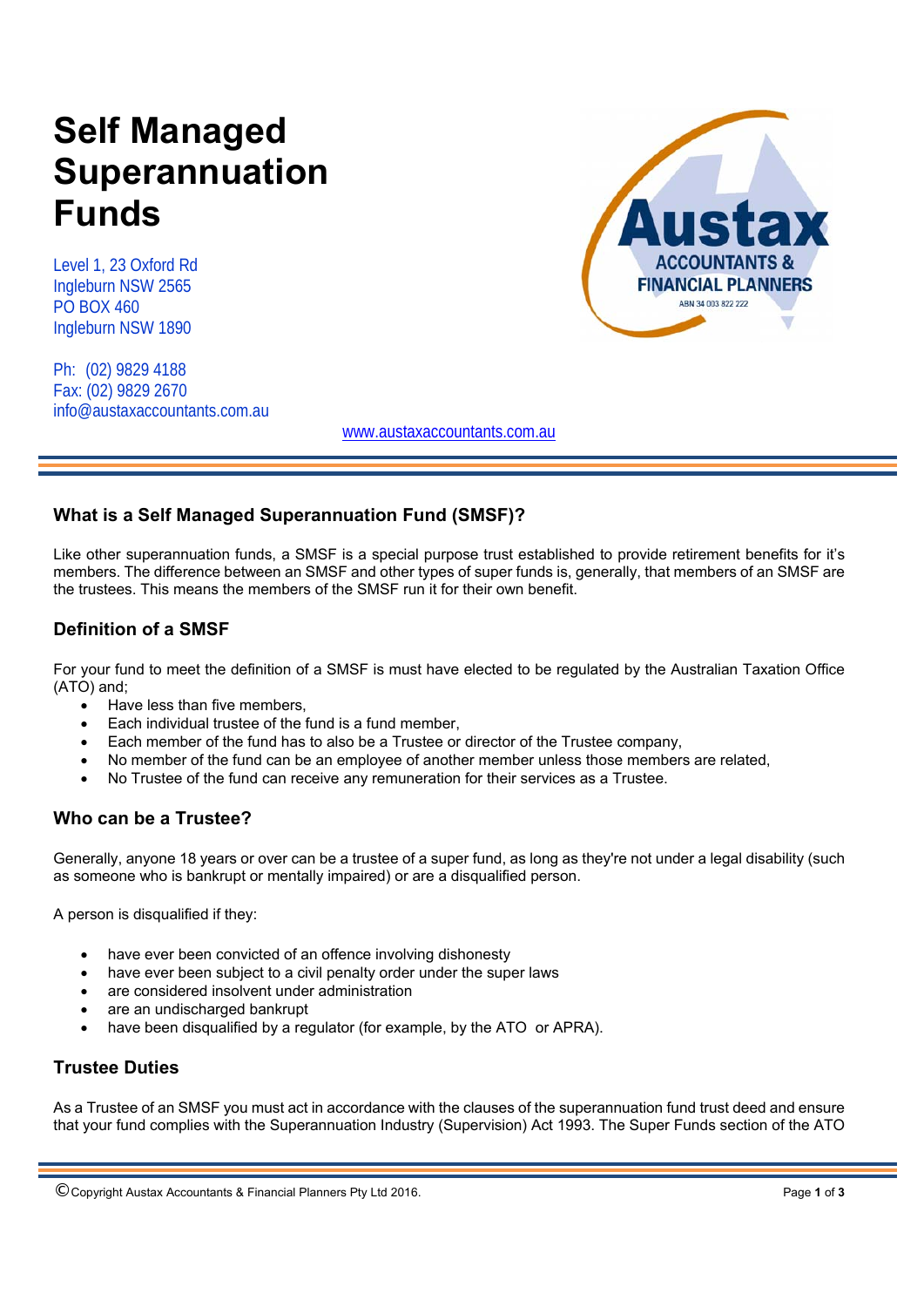// Page 1 of 3, continuation to follow.
# Self Managed Superannuation Funds

Level 1, 23 Oxford Rd
Ingleburn NSW 2565
PO BOX 460
Ingleburn NSW 1890

Ph: (02) 9829 4188
Fax: (02) 9829 2670
info@austaxaccountants.com.au

www.austaxaccountants.com.au

Austax ACCOUNTANTS & FINANCIAL PLANNERS ABN 34 003 822 222

## What is a Self Managed Superannuation Fund (SMSF)?

Like other superannuation funds, a SMSF is a special purpose trust established to provide retirement benefits for it's members. The difference between an SMSF and other types of super funds is, generally, that members of an SMSF are the trustees. This means the members of the SMSF run it for their own benefit.

## Definition of a SMSF

For your fund to meet the definition of a SMSF is must have elected to be regulated by the Australian Taxation Office (ATO) and;

- Have less than five members,
- Each individual trustee of the fund is a fund member,
- Each member of the fund has to also be a Trustee or director of the Trustee company,
- No member of the fund can be an employee of another member unless those members are related,
- No Trustee of the fund can receive any remuneration for their services as a Trustee.

## Who can be a Trustee?

Generally, anyone 18 years or over can be a trustee of a super fund, as long as they're not under a legal disability (such as someone who is bankrupt or mentally impaired) or are a disqualified person.

A person is disqualified if they:

- have ever been convicted of an offence involving dishonesty
- have ever been subject to a civil penalty order under the super laws
- are considered insolvent under administration
- are an undischarged bankrupt
- have been disqualified by a regulator (for example, by the ATO or APRA).

## Trustee Duties

As a Trustee of an SMSF you must act in accordance with the clauses of the superannuation fund trust deed and ensure that your fund complies with the Superannuation Industry (Supervision) Act 1993. The Super Funds section of the ATO

©Copyright Austax Accountants & Financial Planners Pty Ltd 2016.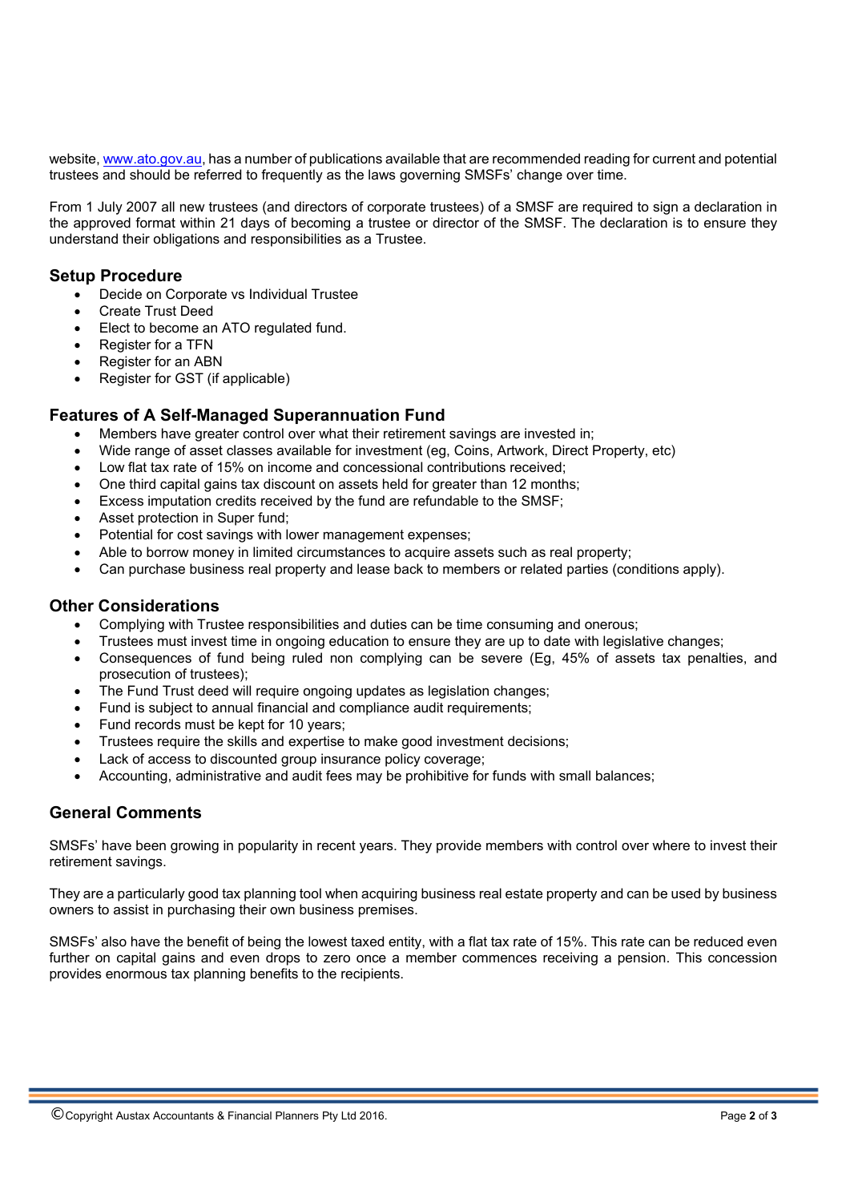website, www.ato.gov.au, has a number of publications available that are recommended reading for current and potential trustees and should be referred to frequently as the laws governing SMSFs' change over time.

From 1 July 2007 all new trustees (and directors of corporate trustees) of a SMSF are required to sign a declaration in the approved format within 21 days of becoming a trustee or director of the SMSF. The declaration is to ensure they understand their obligations and responsibilities as a Trustee.

## Setup Procedure

- Decide on Corporate vs Individual Trustee
- Create Trust Deed
- Elect to become an ATO regulated fund.
- Register for a TFN
- Register for an ABN
- Register for GST (if applicable)

## Features of A Self-Managed Superannuation Fund

- Members have greater control over what their retirement savings are invested in;
- Wide range of asset classes available for investment (eg, Coins, Artwork, Direct Property, etc)
- Low flat tax rate of 15% on income and concessional contributions received;
- One third capital gains tax discount on assets held for greater than 12 months;
- Excess imputation credits received by the fund are refundable to the SMSF;
- Asset protection in Super fund;
- Potential for cost savings with lower management expenses;
- Able to borrow money in limited circumstances to acquire assets such as real property;
- Can purchase business real property and lease back to members or related parties (conditions apply).

## Other Considerations

- Complying with Trustee responsibilities and duties can be time consuming and onerous;
- Trustees must invest time in ongoing education to ensure they are up to date with legislative changes;
- Consequences of fund being ruled non complying can be severe (Eg, 45% of assets tax penalties, and prosecution of trustees);
- The Fund Trust deed will require ongoing updates as legislation changes;
- Fund is subject to annual financial and compliance audit requirements;
- Fund records must be kept for 10 years;
- Trustees require the skills and expertise to make good investment decisions;
- Lack of access to discounted group insurance policy coverage;
- Accounting, administrative and audit fees may be prohibitive for funds with small balances;

## General Comments

SMSFs' have been growing in popularity in recent years. They provide members with control over where to invest their retirement savings.

They are a particularly good tax planning tool when acquiring business real estate property and can be used by business owners to assist in purchasing their own business premises.

SMSFs' also have the benefit of being the lowest taxed entity, with a flat tax rate of 15%. This rate can be reduced even further on capital gains and even drops to zero once a member commences receiving a pension. This concession provides enormous tax planning benefits to the recipients.

©Copyright Austax Accountants & Financial Planners Pty Ltd 2016.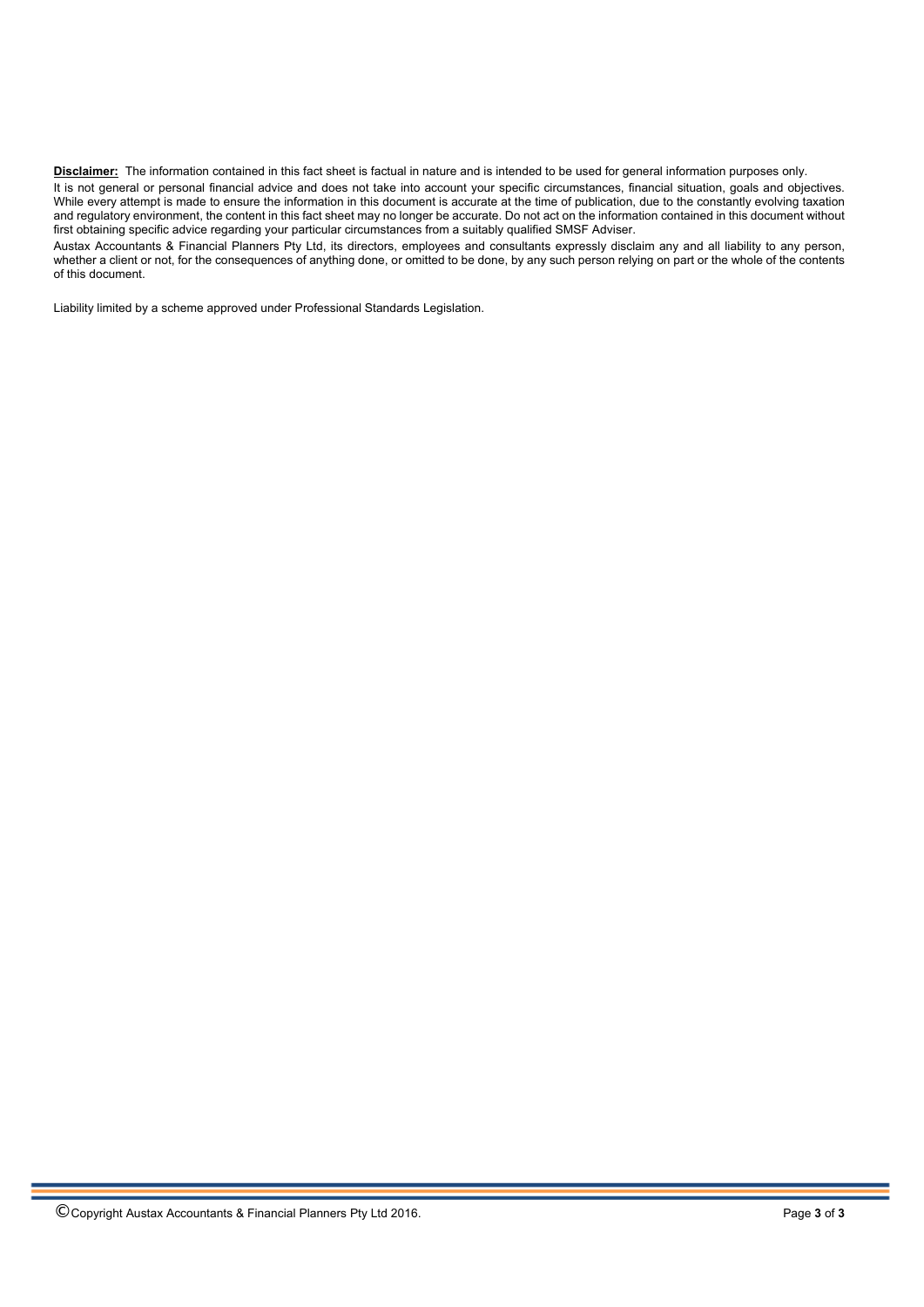**Disclaimer:** The information contained in this fact sheet is factual in nature and is intended to be used for general information purposes only.

It is not general or personal financial advice and does not take into account your specific circumstances, financial situation, goals and objectives. While every attempt is made to ensure the information in this document is accurate at the time of publication, due to the constantly evolving taxation and regulatory environment, the content in this fact sheet may no longer be accurate. Do not act on the information contained in this document without first obtaining specific advice regarding your particular circumstances from a suitably qualified SMSF Adviser.

Austax Accountants & Financial Planners Pty Ltd, its directors, employees and consultants expressly disclaim any and all liability to any person, whether a client or not, for the consequences of anything done, or omitted to be done, by any such person relying on part or the whole of the contents of this document.

Liability limited by a scheme approved under Professional Standards Legislation.